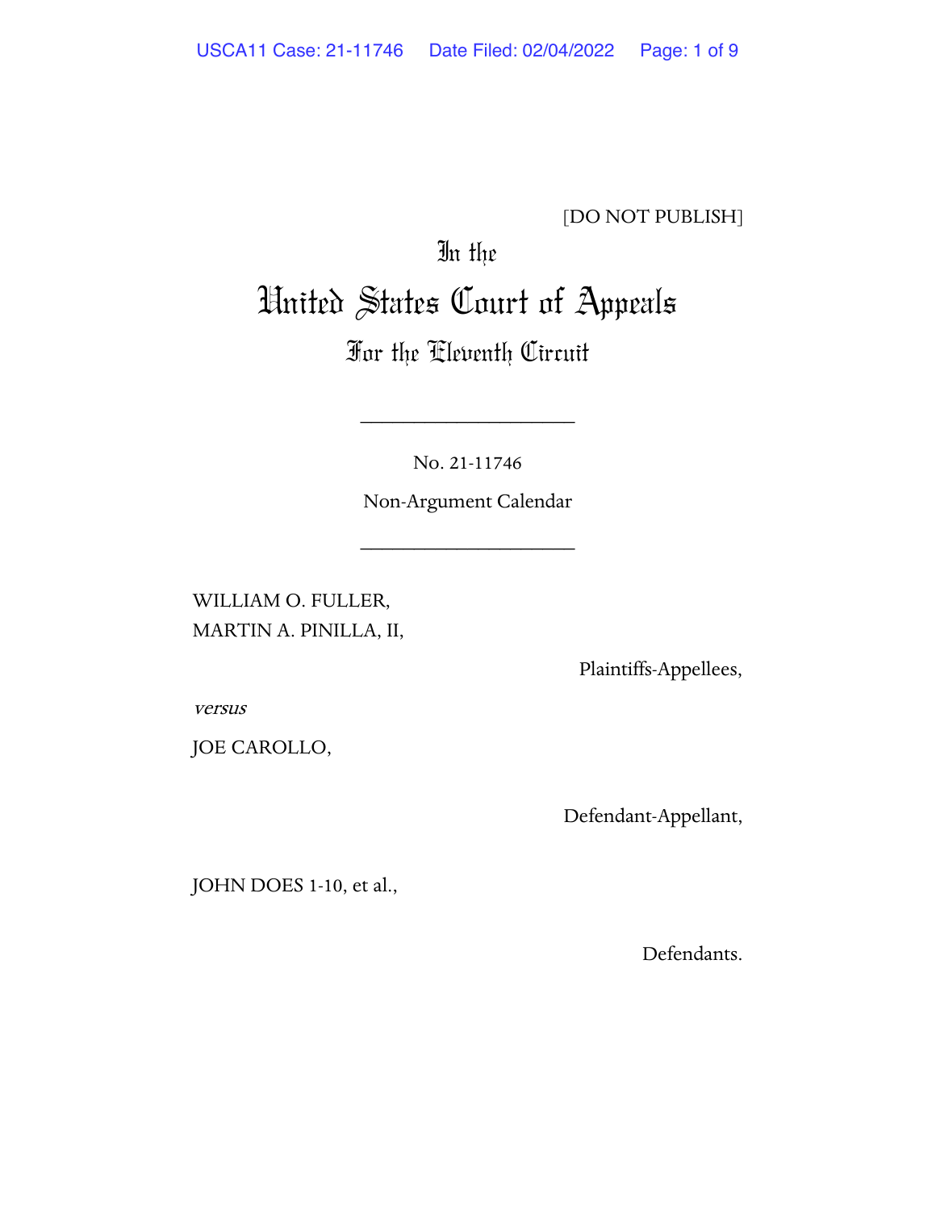[DO NOT PUBLISH]

In the

# United States Court of Appeals

## For the Eleventh Circuit

____________________

No. 21-11746

Non-Argument Calendar

____________________

WILLIAM O. FULLER,
MARTIN A. PINILLA, II,

Plaintiffs-Appellees,

*versus*

JOE CAROLLO,

Defendant-Appellant,

JOHN DOES 1-10, et al.,

Defendants.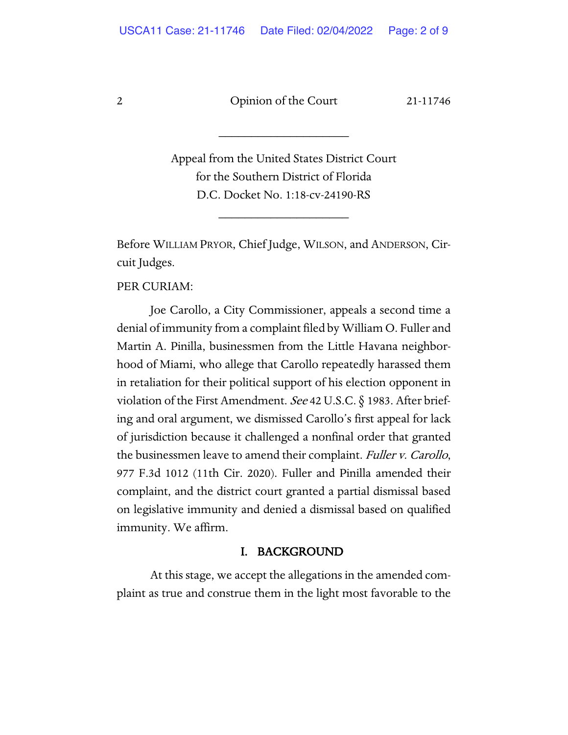______________________

Appeal from the United States District Court
for the Southern District of Florida
D.C. Docket No. 1:18-cv-24190-RS

______________________

Before WILLIAM PRYOR, Chief Judge, WILSON, and ANDERSON, Circuit Judges.

PER CURIAM:

Joe Carollo, a City Commissioner, appeals a second time a denial of immunity from a complaint filed by William O. Fuller and Martin A. Pinilla, businessmen from the Little Havana neighborhood of Miami, who allege that Carollo repeatedly harassed them in retaliation for their political support of his election opponent in violation of the First Amendment. *See* 42 U.S.C. § 1983. After briefing and oral argument, we dismissed Carollo's first appeal for lack of jurisdiction because it challenged a nonfinal order that granted the businessmen leave to amend their complaint. *Fuller v. Carollo*, 977 F.3d 1012 (11th Cir. 2020). Fuller and Pinilla amended their complaint, and the district court granted a partial dismissal based on legislative immunity and denied a dismissal based on qualified immunity. We affirm.

## I. BACKGROUND

At this stage, we accept the allegations in the amended complaint as true and construe them in the light most favorable to the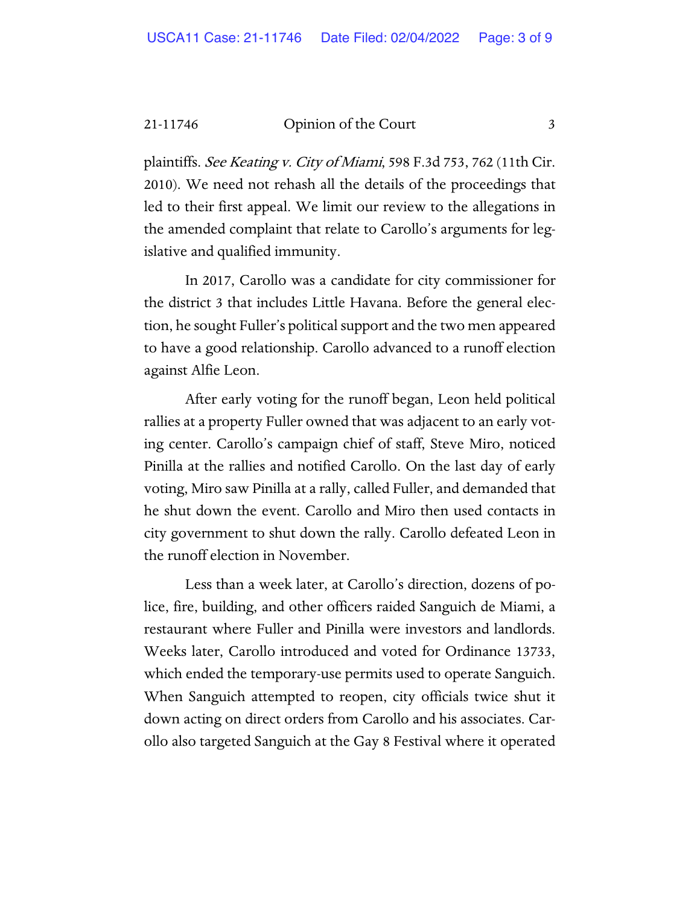plaintiffs. *See Keating v. City of Miami*, 598 F.3d 753, 762 (11th Cir. 2010). We need not rehash all the details of the proceedings that led to their first appeal. We limit our review to the allegations in the amended complaint that relate to Carollo's arguments for legislative and qualified immunity.

In 2017, Carollo was a candidate for city commissioner for the district 3 that includes Little Havana. Before the general election, he sought Fuller's political support and the two men appeared to have a good relationship. Carollo advanced to a runoff election against Alfie Leon.

After early voting for the runoff began, Leon held political rallies at a property Fuller owned that was adjacent to an early voting center. Carollo's campaign chief of staff, Steve Miro, noticed Pinilla at the rallies and notified Carollo. On the last day of early voting, Miro saw Pinilla at a rally, called Fuller, and demanded that he shut down the event. Carollo and Miro then used contacts in city government to shut down the rally. Carollo defeated Leon in the runoff election in November.

Less than a week later, at Carollo's direction, dozens of police, fire, building, and other officers raided Sanguich de Miami, a restaurant where Fuller and Pinilla were investors and landlords. Weeks later, Carollo introduced and voted for Ordinance 13733, which ended the temporary-use permits used to operate Sanguich. When Sanguich attempted to reopen, city officials twice shut it down acting on direct orders from Carollo and his associates. Carollo also targeted Sanguich at the Gay 8 Festival where it operated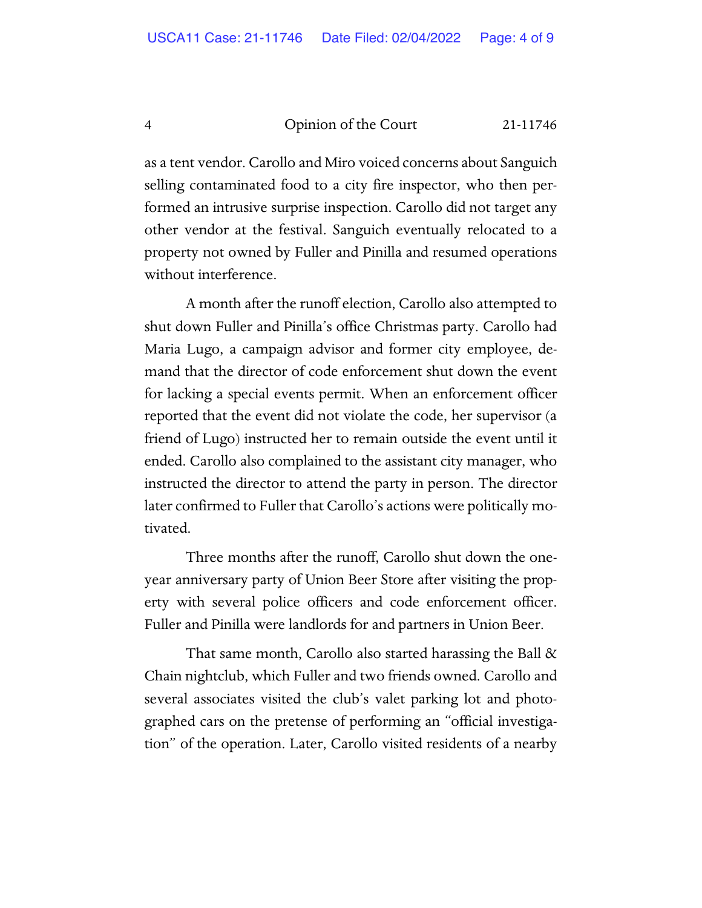as a tent vendor. Carollo and Miro voiced concerns about Sanguich selling contaminated food to a city fire inspector, who then performed an intrusive surprise inspection. Carollo did not target any other vendor at the festival. Sanguich eventually relocated to a property not owned by Fuller and Pinilla and resumed operations without interference.

A month after the runoff election, Carollo also attempted to shut down Fuller and Pinilla's office Christmas party. Carollo had Maria Lugo, a campaign advisor and former city employee, demand that the director of code enforcement shut down the event for lacking a special events permit. When an enforcement officer reported that the event did not violate the code, her supervisor (a friend of Lugo) instructed her to remain outside the event until it ended. Carollo also complained to the assistant city manager, who instructed the director to attend the party in person. The director later confirmed to Fuller that Carollo's actions were politically motivated.

Three months after the runoff, Carollo shut down the one-year anniversary party of Union Beer Store after visiting the property with several police officers and code enforcement officer. Fuller and Pinilla were landlords for and partners in Union Beer.

That same month, Carollo also started harassing the Ball & Chain nightclub, which Fuller and two friends owned. Carollo and several associates visited the club's valet parking lot and photographed cars on the pretense of performing an "official investigation" of the operation. Later, Carollo visited residents of a nearby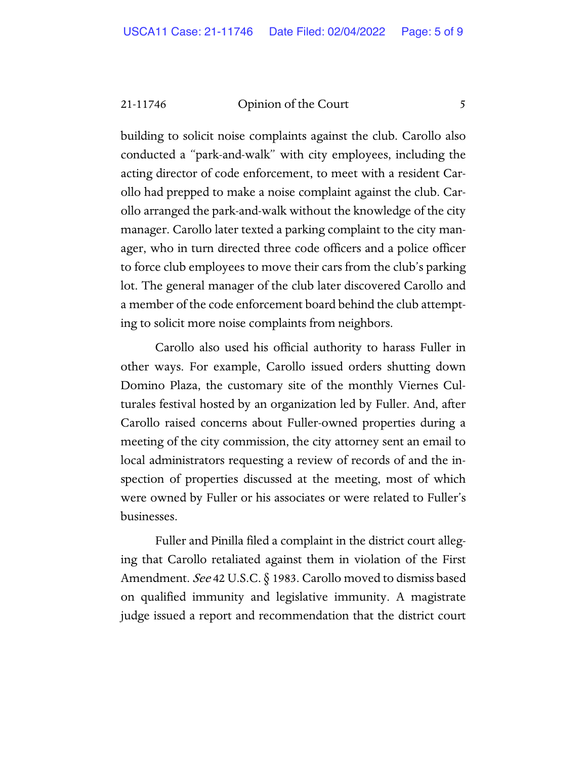building to solicit noise complaints against the club. Carollo also conducted a "park-and-walk" with city employees, including the acting director of code enforcement, to meet with a resident Carollo had prepped to make a noise complaint against the club. Carollo arranged the park-and-walk without the knowledge of the city manager. Carollo later texted a parking complaint to the city manager, who in turn directed three code officers and a police officer to force club employees to move their cars from the club's parking lot. The general manager of the club later discovered Carollo and a member of the code enforcement board behind the club attempting to solicit more noise complaints from neighbors.

Carollo also used his official authority to harass Fuller in other ways. For example, Carollo issued orders shutting down Domino Plaza, the customary site of the monthly Viernes Culturales festival hosted by an organization led by Fuller. And, after Carollo raised concerns about Fuller-owned properties during a meeting of the city commission, the city attorney sent an email to local administrators requesting a review of records of and the inspection of properties discussed at the meeting, most of which were owned by Fuller or his associates or were related to Fuller's businesses.

Fuller and Pinilla filed a complaint in the district court alleging that Carollo retaliated against them in violation of the First Amendment. *See* 42 U.S.C. § 1983. Carollo moved to dismiss based on qualified immunity and legislative immunity. A magistrate judge issued a report and recommendation that the district court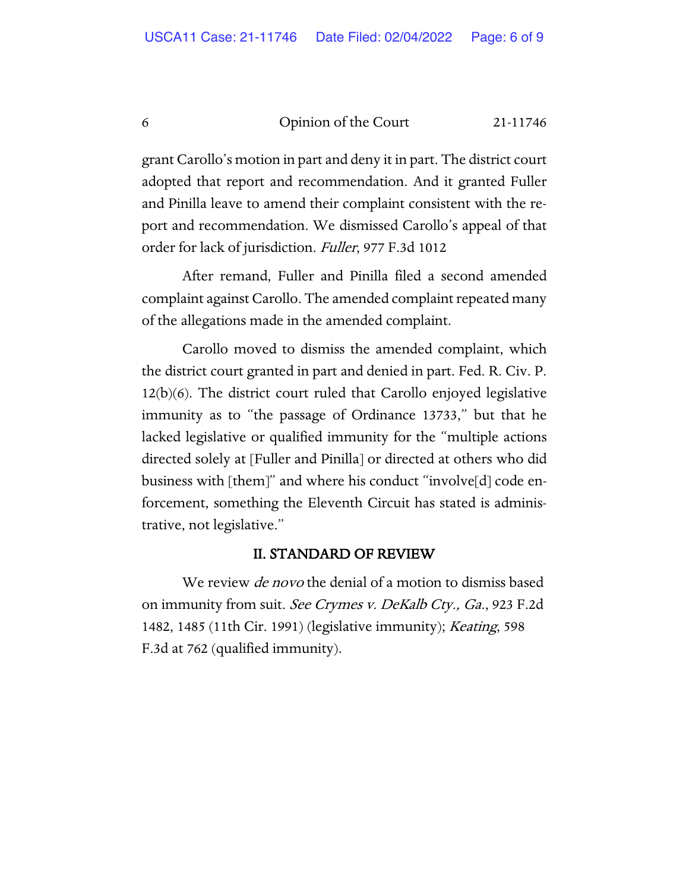grant Carollo's motion in part and deny it in part. The district court adopted that report and recommendation. And it granted Fuller and Pinilla leave to amend their complaint consistent with the report and recommendation. We dismissed Carollo's appeal of that order for lack of jurisdiction. *Fuller*, 977 F.3d 1012

After remand, Fuller and Pinilla filed a second amended complaint against Carollo. The amended complaint repeated many of the allegations made in the amended complaint.

Carollo moved to dismiss the amended complaint, which the district court granted in part and denied in part. Fed. R. Civ. P. 12(b)(6). The district court ruled that Carollo enjoyed legislative immunity as to "the passage of Ordinance 13733," but that he lacked legislative or qualified immunity for the "multiple actions directed solely at [Fuller and Pinilla] or directed at others who did business with [them]" and where his conduct "involve[d] code enforcement, something the Eleventh Circuit has stated is administrative, not legislative."

## II. STANDARD OF REVIEW

We review *de novo* the denial of a motion to dismiss based on immunity from suit. *See Crymes v. DeKalb Cty., Ga.*, 923 F.2d 1482, 1485 (11th Cir. 1991) (legislative immunity); *Keating*, 598 F.3d at 762 (qualified immunity).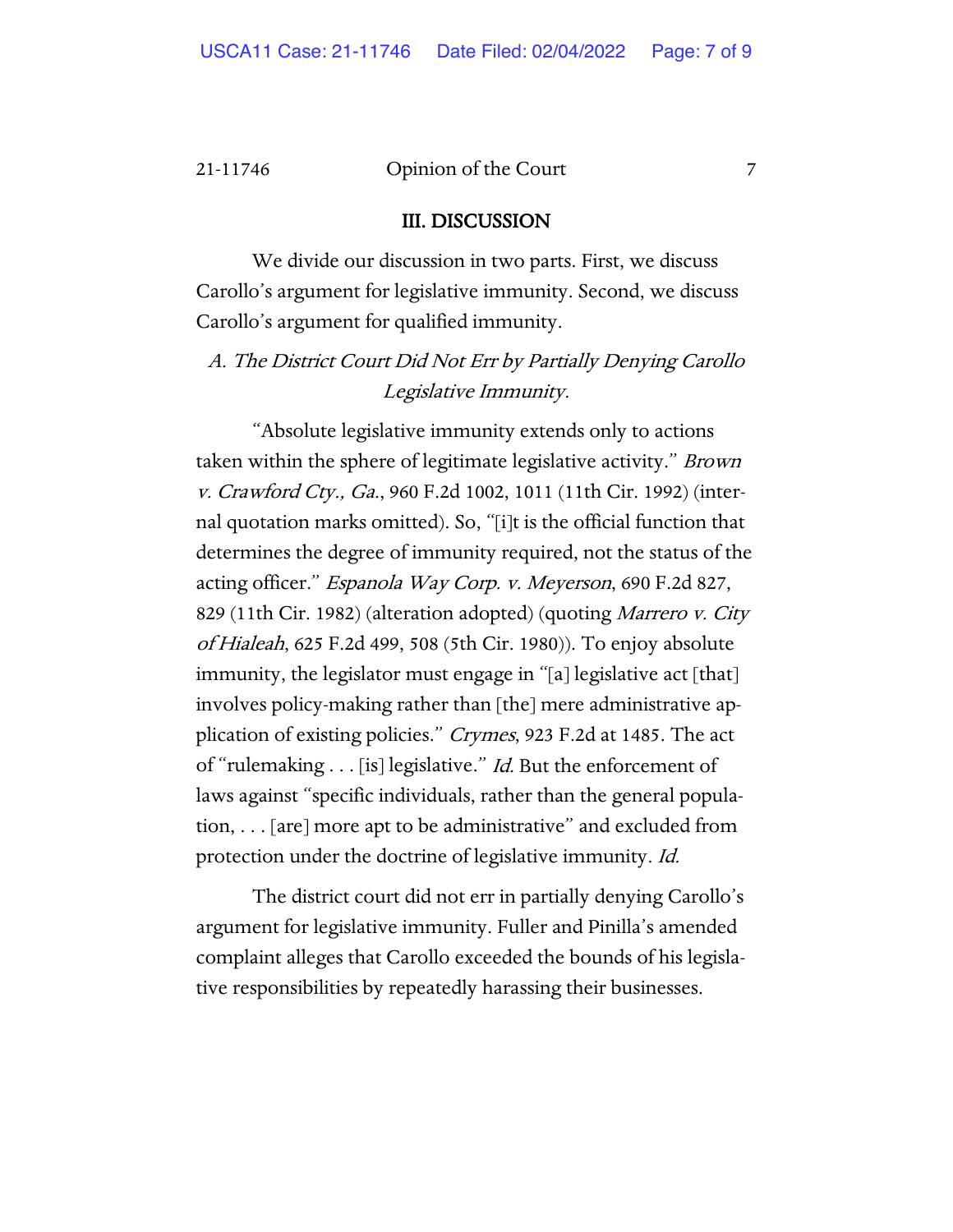## III. DISCUSSION

We divide our discussion in two parts. First, we discuss Carollo's argument for legislative immunity. Second, we discuss Carollo's argument for qualified immunity.

### *A. The District Court Did Not Err by Partially Denying Carollo Legislative Immunity.*

"Absolute legislative immunity extends only to actions taken within the sphere of legitimate legislative activity." *Brown v. Crawford Cty., Ga.*, 960 F.2d 1002, 1011 (11th Cir. 1992) (internal quotation marks omitted). So, "[i]t is the official function that determines the degree of immunity required, not the status of the acting officer." *Espanola Way Corp. v. Meyerson*, 690 F.2d 827, 829 (11th Cir. 1982) (alteration adopted) (quoting *Marrero v. City of Hialeah*, 625 F.2d 499, 508 (5th Cir. 1980)). To enjoy absolute immunity, the legislator must engage in "[a] legislative act [that] involves policy-making rather than [the] mere administrative application of existing policies." *Crymes*, 923 F.2d at 1485. The act of "rulemaking . . . [is] legislative." *Id.* But the enforcement of laws against "specific individuals, rather than the general population, . . . [are] more apt to be administrative" and excluded from protection under the doctrine of legislative immunity. *Id.*

The district court did not err in partially denying Carollo's argument for legislative immunity. Fuller and Pinilla's amended complaint alleges that Carollo exceeded the bounds of his legislative responsibilities by repeatedly harassing their businesses.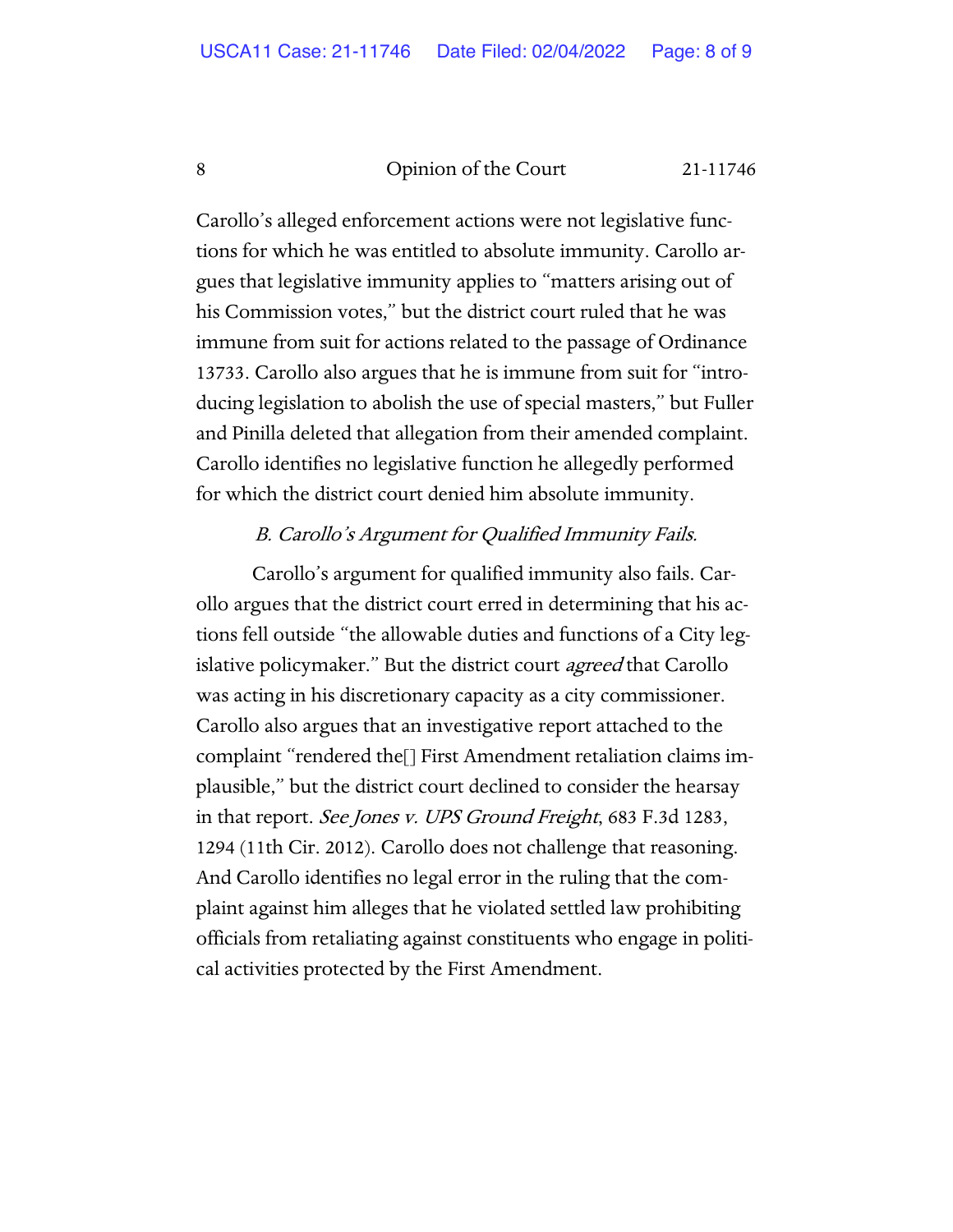Carollo's alleged enforcement actions were not legislative functions for which he was entitled to absolute immunity. Carollo argues that legislative immunity applies to "matters arising out of his Commission votes," but the district court ruled that he was immune from suit for actions related to the passage of Ordinance 13733. Carollo also argues that he is immune from suit for "introducing legislation to abolish the use of special masters," but Fuller and Pinilla deleted that allegation from their amended complaint. Carollo identifies no legislative function he allegedly performed for which the district court denied him absolute immunity.

### *B. Carollo's Argument for Qualified Immunity Fails.*

Carollo's argument for qualified immunity also fails. Carollo argues that the district court erred in determining that his actions fell outside "the allowable duties and functions of a City legislative policymaker." But the district court *agreed* that Carollo was acting in his discretionary capacity as a city commissioner. Carollo also argues that an investigative report attached to the complaint "rendered the[] First Amendment retaliation claims implausible," but the district court declined to consider the hearsay in that report. *See Jones v. UPS Ground Freight*, 683 F.3d 1283, 1294 (11th Cir. 2012). Carollo does not challenge that reasoning. And Carollo identifies no legal error in the ruling that the complaint against him alleges that he violated settled law prohibiting officials from retaliating against constituents who engage in political activities protected by the First Amendment.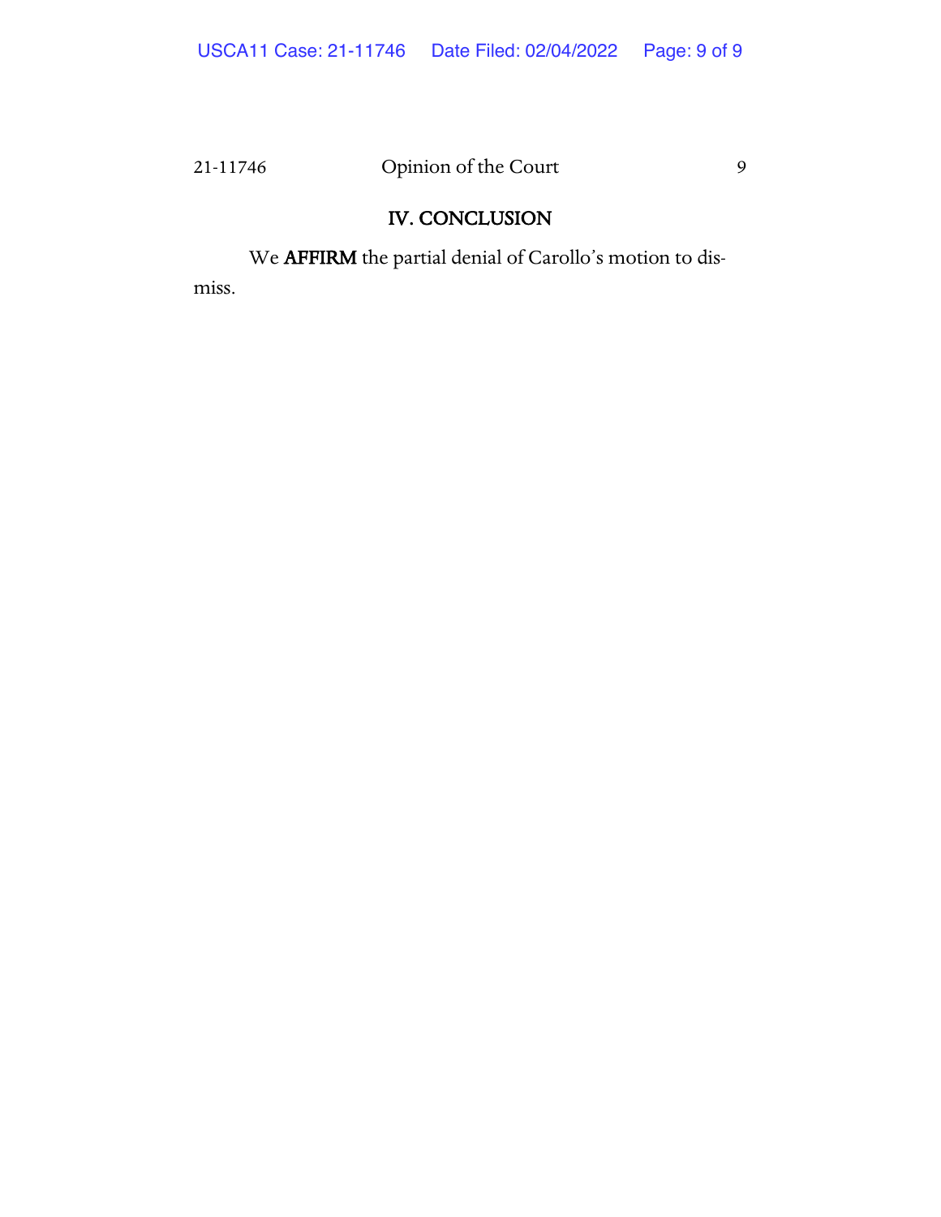## IV. CONCLUSION

We **AFFIRM** the partial denial of Carollo's motion to dismiss.